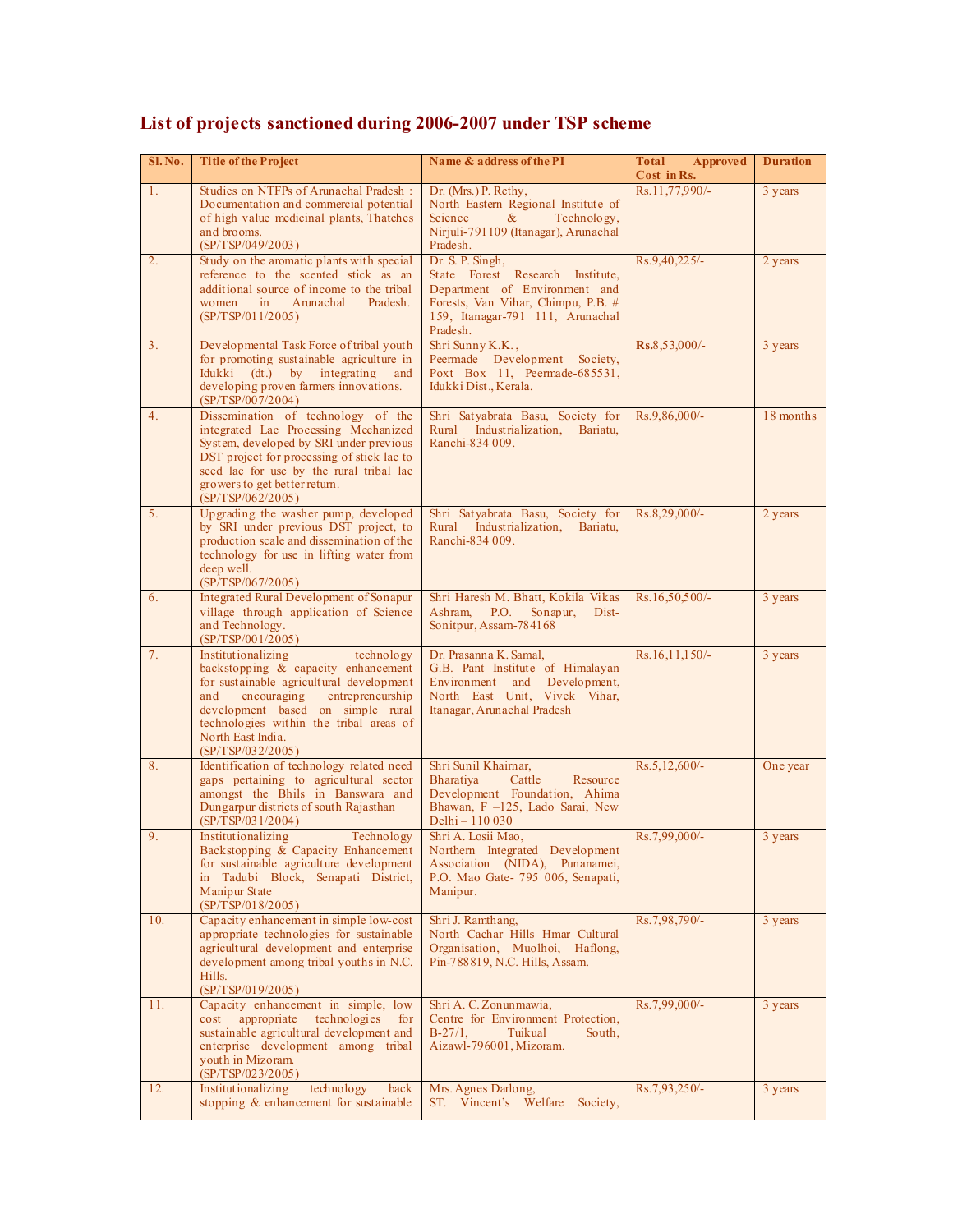# List of projects sanctioned during 2006-2007 under TSP scheme

| Sl. No. | Title of the Project | Name & address of the PI | Total Approved Cost in Rs. | Duration |
|---|---|---|---|---|
| 1. | Studies on NTFPs of Arunachal Pradesh : Documentation and commercial potential of high value medicinal plants, Thatches and brooms. (SP/TSP/049/2003) | Dr. (Mrs.) P. Rethy, North Eastern Regional Institute of Science & Technology, Nirjuli-791109 (Itanagar), Arunachal Pradesh. | Rs.11,77,990/- | 3 years |
| 2. | Study on the aromatic plants with special reference to the scented stick as an additional source of income to the tribal women in Arunachal Pradesh. (SP/TSP/011/2005) | Dr. S. P. Singh, State Forest Research Institute, Department of Environment and Forests, Van Vihar, Chimpu, P.B. # 159, Itanagar-791 111, Arunachal Pradesh. | Rs.9,40,225/- | 2 years |
| 3. | Developmental Task Force of tribal youth for promoting sustainable agriculture in Idukki (dt.) by integrating and developing proven farmers innovations. (SP/TSP/007/2004) | Shri Sunny K.K., Peermade Development Society, Poxt Box 11, Peermade-685531, Idukki Dist., Kerala. | **Rs.**8,53,000/- | 3 years |
| 4. | Dissemination of technology of the integrated Lac Processing Mechanized System, developed by SRI under previous DST project for processing of stick lac to seed lac for use by the rural tribal lac growers to get better return. (SP/TSP/062/2005) | Shri Satyabrata Basu, Society for Rural Industrialization, Bariatu, Ranchi-834 009. | Rs.9,86,000/- | 18 months |
| 5. | Upgrading the washer pump, developed by SRI under previous DST project, to production scale and dissemination of the technology for use in lifting water from deep well. (SP/TSP/067/2005) | Shri Satyabrata Basu, Society for Rural Industrialization, Bariatu, Ranchi-834 009. | Rs.8,29,000/- | 2 years |
| 6. | Integrated Rural Development of Sonapur village through application of Science and Technology. (SP/TSP/001/2005) | Shri Haresh M. Bhatt, Kokila Vikas Ashram, P.O. Sonapur, Dist-Sonitpur, Assam-784168 | Rs.16,50,500/- | 3 years |
| 7. | Institutionalizing technology backstopping & capacity enhancement for sustainable agricultural development and encouraging entrepreneurship development based on simple rural technologies within the tribal areas of North East India. (SP/TSP/032/2005) | Dr. Prasanna K. Samal, G.B. Pant Institute of Himalayan Environment and Development, North East Unit, Vivek Vihar, Itanagar, Arunachal Pradesh | Rs.16,11,150/- | 3 years |
| 8. | Identification of technology related need gaps pertaining to agricultural sector amongst the Bhils in Banswara and Dungarpur districts of south Rajasthan (SP/TSP/031/2004) | Shri Sunil Khairnar, Bharatiya Cattle Resource Development Foundation, Ahima Bhawan, F –125, Lado Sarai, New Delhi – 110 030 | Rs.5,12,600/- | One year |
| 9. | Institutionalizing Technology Backstopping & Capacity Enhancement for sustainable agriculture development in Tadubi Block, Senapati District, Manipur State (SP/TSP/018/2005) | Shri A. Losii Mao, Northern Integrated Development Association (NIDA), Punanamei, P.O. Mao Gate- 795 006, Senapati, Manipur. | Rs.7,99,000/- | 3 years |
| 10. | Capacity enhancement in simple low-cost appropriate technologies for sustainable agricultural development and enterprise development among tribal youths in N.C. Hills. (SP/TSP/019/2005) | Shri J. Ramthang, North Cachar Hills Hmar Cultural Organisation, Muolhoi, Haflong, Pin-788819, N.C. Hills, Assam. | Rs.7,98,790/- | 3 years |
| 11. | Capacity enhancement in simple, low cost appropriate technologies for sustainable agricultural development and enterprise development among tribal youth in Mizoram. (SP/TSP/023/2005) | Shri A. C. Zonunmawia, Centre for Environment Protection, B-27/1, Tuikual South, Aizawl-796001, Mizoram. | Rs.7,99,000/- | 3 years |
| 12. | Institutionalizing technology back stopping & enhancement for sustainable | Mrs. Agnes Darlong, ST. Vincent's Welfare Society, | Rs.7,93,250/- | 3 years |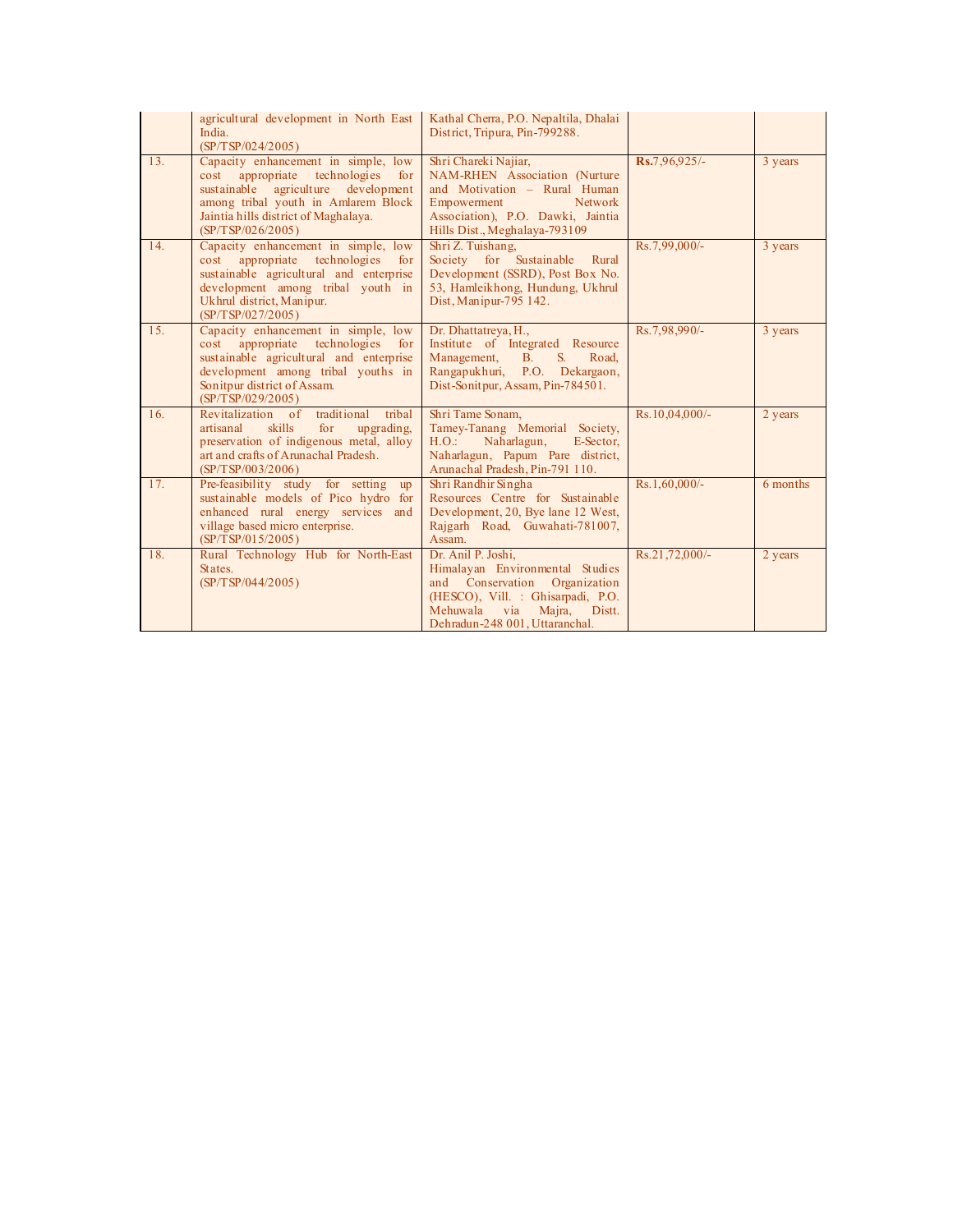| | | | | |
|---|---|---|---|---|
| | agricultural development in North East India. (SP/TSP/024/2005) | Kathal Cherra, P.O. Nepaltila, Dhalai District, Tripura, Pin-799288. | | |
| 13. | Capacity enhancement in simple, low cost appropriate technologies for sustainable agriculture development among tribal youth in Amlarem Block Jaintia hills district of Maghalaya. (SP/TSP/026/2005) | Shri Chareki Najiar, NAM-RHEN Association (Nurture and Motivation – Rural Human Empowerment Network Association), P.O. Dawki, Jaintia Hills Dist., Meghalaya-793109 | **Rs.**7,96,925/- | 3 years |
| 14. | Capacity enhancement in simple, low cost appropriate technologies for sustainable agricultural and enterprise development among tribal youth in Ukhrul district, Manipur. (SP/TSP/027/2005) | Shri Z. Tuishang, Society for Sustainable Rural Development (SSRD), Post Box No. 53, Hamleikhong, Hundung, Ukhrul Dist, Manipur-795 142. | Rs.7,99,000/- | 3 years |
| 15. | Capacity enhancement in simple, low cost appropriate technologies for sustainable agricultural and enterprise development among tribal youths in Sonitpur district of Assam. (SP/TSP/029/2005) | Dr. Dhattatreya, H., Institute of Integrated Resource Management, B. S. Road, Rangapukhuri, P.O. Dekargaon, Dist-Sonitpur, Assam, Pin-784501. | Rs.7,98,990/- | 3 years |
| 16. | Revitalization of traditional tribal artisanal skills for upgrading, preservation of indigenous metal, alloy art and crafts of Arunachal Pradesh. (SP/TSP/003/2006) | Shri Tame Sonam, Tamey-Tanang Memorial Society, H.O.: Naharlagun, E-Sector, Naharlagun, Papum Pare district, Arunachal Pradesh, Pin-791 110. | Rs.10,04,000/- | 2 years |
| 17. | Pre-feasibility study for setting up sustainable models of Pico hydro for enhanced rural energy services and village based micro enterprise. (SP/TSP/015/2005) | Shri Randhir Singha Resources Centre for Sustainable Development, 20, Bye lane 12 West, Rajgarh Road, Guwahati-781007, Assam. | Rs.1,60,000/- | 6 months |
| 18. | Rural Technology Hub for North-East States. (SP/TSP/044/2005) | Dr. Anil P. Joshi, Himalayan Environmental Studies and Conservation Organization (HESCO), Vill. : Ghisarpadi, P.O. Mehuwala via Majra, Distt. Dehradun-248 001, Uttaranchal. | Rs.21,72,000/- | 2 years |